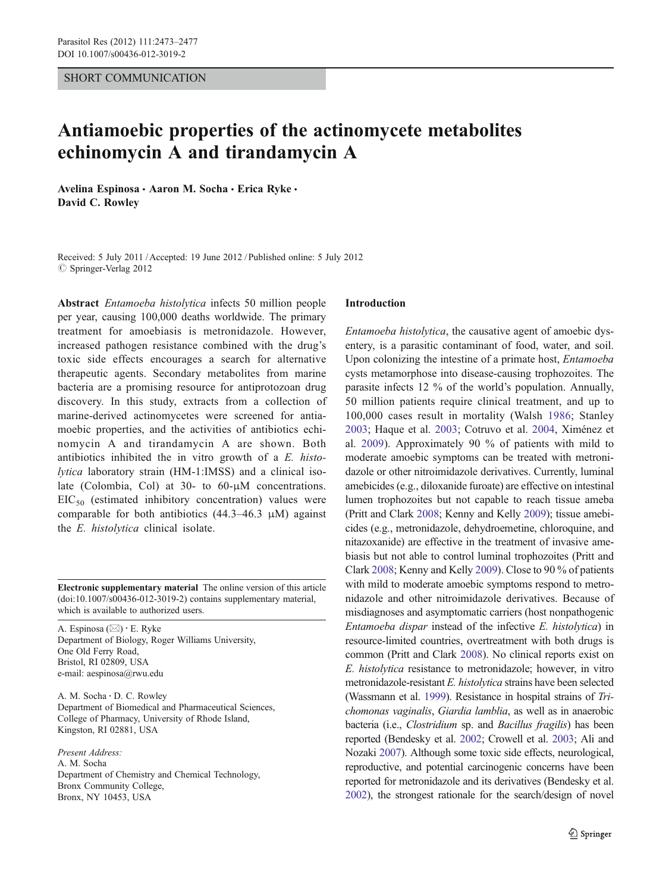SHORT COMMUNICATION

# Antiamoebic properties of the actinomycete metabolites echinomycin A and tirandamycin A

**Avelina Espinosa · Aaron M. Socha · Erica Ryke · David C. Rowley**

Received: 5 July 2011 / Accepted: 19 June 2012 / Published online: 5 July 2012
© Springer-Verlag 2012

**Abstract** *Entamoeba histolytica* infects 50 million people per year, causing 100,000 deaths worldwide. The primary treatment for amoebiasis is metronidazole. However, increased pathogen resistance combined with the drug's toxic side effects encourages a search for alternative therapeutic agents. Secondary metabolites from marine bacteria are a promising resource for antiprotozoan drug discovery. In this study, extracts from a collection of marine-derived actinomycetes were screened for antiamoebic properties, and the activities of antibiotics echinomycin A and tirandamycin A are shown. Both antibiotics inhibited the in vitro growth of a *E. histolytica* laboratory strain (HM-1:IMSS) and a clinical isolate (Colombia, Col) at 30- to 60-μM concentrations. $EIC_{50}$ (estimated inhibitory concentration) values were comparable for both antibiotics (44.3–46.3 μM) against the *E. histolytica* clinical isolate.

**Electronic supplementary material** The online version of this article (doi:10.1007/s00436-012-3019-2) contains supplementary material, which is available to authorized users.

A. Espinosa (✉) · E. Ryke
Department of Biology, Roger Williams University,
One Old Ferry Road,
Bristol, RI 02809, USA
e-mail: aespinosa@rwu.edu

A. M. Socha · D. C. Rowley
Department of Biomedical and Pharmaceutical Sciences,
College of Pharmacy, University of Rhode Island,
Kingston, RI 02881, USA

*Present Address:*
A. M. Socha
Department of Chemistry and Chemical Technology,
Bronx Community College,
Bronx, NY 10453, USA

## Introduction

*Entamoeba histolytica*, the causative agent of amoebic dysentery, is a parasitic contaminant of food, water, and soil. Upon colonizing the intestine of a primate host, *Entamoeba* cysts metamorphose into disease-causing trophozoites. The parasite infects 12 % of the world's population. Annually, 50 million patients require clinical treatment, and up to 100,000 cases result in mortality (Walsh 1986; Stanley 2003; Haque et al. 2003; Cotruvo et al. 2004, Ximénez et al. 2009). Approximately 90 % of patients with mild to moderate amoebic symptoms can be treated with metronidazole or other nitroimidazole derivatives. Currently, luminal amebicides (e.g., diloxanide furoate) are effective on intestinal lumen trophozoites but not capable to reach tissue ameba (Pritt and Clark 2008; Kenny and Kelly 2009); tissue amebicides (e.g., metronidazole, dehydroemetine, chloroquine, and nitazoxanide) are effective in the treatment of invasive amebiasis but not able to control luminal trophozoites (Pritt and Clark 2008; Kenny and Kelly 2009). Close to 90 % of patients with mild to moderate amoebic symptoms respond to metronidazole and other nitroimidazole derivatives. Because of misdiagnoses and asymptomatic carriers (host nonpathogenic *Entamoeba dispar* instead of the infective *E. histolytica*) in resource-limited countries, overtreatment with both drugs is common (Pritt and Clark 2008). No clinical reports exist on *E. histolytica* resistance to metronidazole; however, in vitro metronidazole-resistant *E. histolytica* strains have been selected (Wassmann et al. 1999). Resistance in hospital strains of *Trichomonas vaginalis*, *Giardia lamblia*, as well as in anaerobic bacteria (i.e., *Clostridium* sp. and *Bacillus fragilis*) has been reported (Bendesky et al. 2002; Crowell et al. 2003; Ali and Nozaki 2007). Although some toxic side effects, neurological, reproductive, and potential carcinogenic concerns have been reported for metronidazole and its derivatives (Bendesky et al. 2002), the strongest rationale for the search/design of novel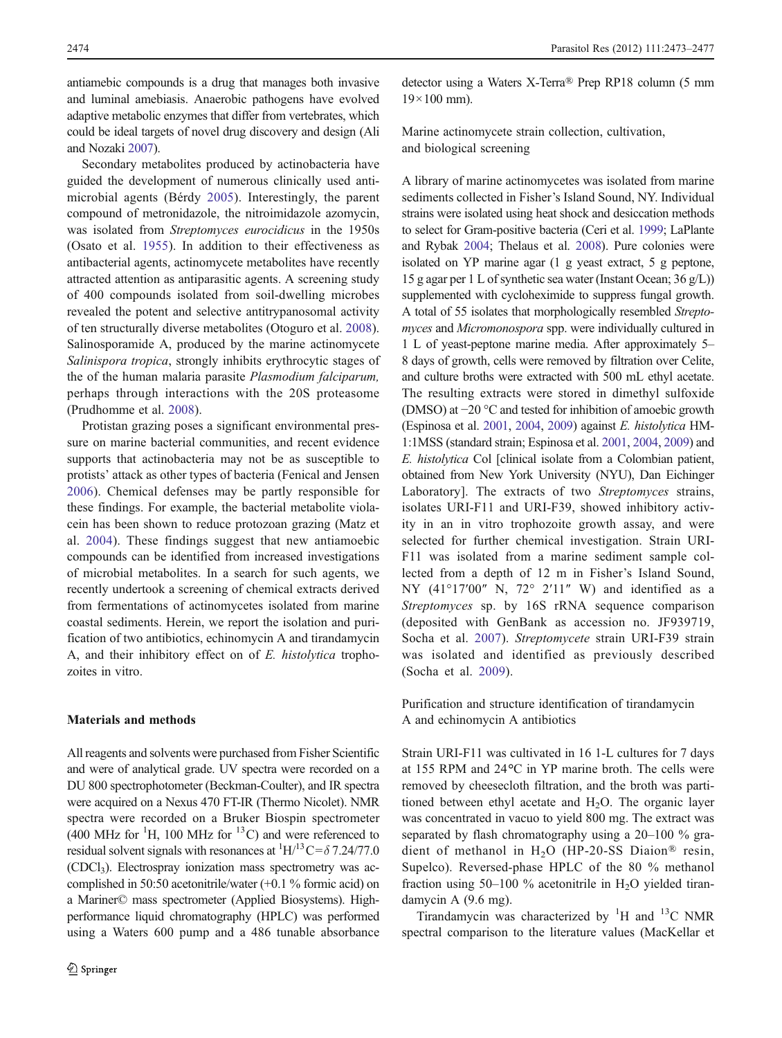antiamebic compounds is a drug that manages both invasive and luminal amebiasis. Anaerobic pathogens have evolved adaptive metabolic enzymes that differ from vertebrates, which could be ideal targets of novel drug discovery and design (Ali and Nozaki 2007).

Secondary metabolites produced by actinobacteria have guided the development of numerous clinically used antimicrobial agents (Bérdy 2005). Interestingly, the parent compound of metronidazole, the nitroimidazole azomycin, was isolated from *Streptomyces eurocidicus* in the 1950s (Osato et al. 1955). In addition to their effectiveness as antibacterial agents, actinomycete metabolites have recently attracted attention as antiparasitic agents. A screening study of 400 compounds isolated from soil-dwelling microbes revealed the potent and selective antitrypanosomal activity of ten structurally diverse metabolites (Otoguro et al. 2008). Salinosporamide A, produced by the marine actinomycete *Salinispora tropica*, strongly inhibits erythrocytic stages of the of the human malaria parasite *Plasmodium falciparum,* perhaps through interactions with the 20S proteasome (Prudhomme et al. 2008).

Protistan grazing poses a significant environmental pressure on marine bacterial communities, and recent evidence supports that actinobacteria may not be as susceptible to protists' attack as other types of bacteria (Fenical and Jensen 2006). Chemical defenses may be partly responsible for these findings. For example, the bacterial metabolite violacein has been shown to reduce protozoan grazing (Matz et al. 2004). These findings suggest that new antiamoebic compounds can be identified from increased investigations of microbial metabolites. In a search for such agents, we recently undertook a screening of chemical extracts derived from fermentations of actinomycetes isolated from marine coastal sediments. Herein, we report the isolation and purification of two antibiotics, echinomycin A and tirandamycin A, and their inhibitory effect on of *E. histolytica* trophozoites in vitro.

## Materials and methods

All reagents and solvents were purchased from Fisher Scientific and were of analytical grade. UV spectra were recorded on a DU 800 spectrophotometer (Beckman-Coulter), and IR spectra were acquired on a Nexus 470 FT-IR (Thermo Nicolet). NMR spectra were recorded on a Bruker Biospin spectrometer (400 MHz for $^{1}H$, 100 MHz for $^{13}C$) and were referenced to residual solvent signals with resonances at $^{1}H/^{13}C=\delta\ 7.24/77.0$ ($CDCl_3$). Electrospray ionization mass spectrometry was accomplished in 50:50 acetonitrile/water (+0.1 % formic acid) on a Mariner© mass spectrometer (Applied Biosystems). High-performance liquid chromatography (HPLC) was performed using a Waters 600 pump and a 486 tunable absorbance detector using a Waters X-Terra® Prep RP18 column (5 mm 19×100 mm).

### Marine actinomycete strain collection, cultivation, and biological screening

A library of marine actinomycetes was isolated from marine sediments collected in Fisher's Island Sound, NY. Individual strains were isolated using heat shock and desiccation methods to select for Gram-positive bacteria (Ceri et al. 1999; LaPlante and Rybak 2004; Thelaus et al. 2008). Pure colonies were isolated on YP marine agar (1 g yeast extract, 5 g peptone, 15 g agar per 1 L of synthetic sea water (Instant Ocean; 36 g/L)) supplemented with cycloheximide to suppress fungal growth. A total of 55 isolates that morphologically resembled *Streptomyces* and *Micromonospora* spp. were individually cultured in 1 L of yeast-peptone marine media. After approximately 5–8 days of growth, cells were removed by filtration over Celite, and culture broths were extracted with 500 mL ethyl acetate. The resulting extracts were stored in dimethyl sulfoxide (DMSO) at −20 °C and tested for inhibition of amoebic growth (Espinosa et al. 2001, 2004, 2009) against *E. histolytica* HM-1:1MSS (standard strain; Espinosa et al. 2001, 2004, 2009) and *E. histolytica* Col [clinical isolate from a Colombian patient, obtained from New York University (NYU), Dan Eichinger Laboratory]. The extracts of two *Streptomyces* strains, isolates URI-F11 and URI-F39, showed inhibitory activity in an in vitro trophozoite growth assay, and were selected for further chemical investigation. Strain URI-F11 was isolated from a marine sediment sample collected from a depth of 12 m in Fisher's Island Sound, NY (41°17′00″ N, 72° 2′11″ W) and identified as a *Streptomyces* sp. by 16S rRNA sequence comparison (deposited with GenBank as accession no. JF939719, Socha et al. 2007). *Streptomycete* strain URI-F39 strain was isolated and identified as previously described (Socha et al. 2009).

### Purification and structure identification of tirandamycin A and echinomycin A antibiotics

Strain URI-F11 was cultivated in 16 1-L cultures for 7 days at 155 RPM and 24°C in YP marine broth. The cells were removed by cheesecloth filtration, and the broth was partitioned between ethyl acetate and $H_2O$. The organic layer was concentrated in vacuo to yield 800 mg. The extract was separated by flash chromatography using a 20–100 % gradient of methanol in $H_2O$ (HP-20-SS Diaion® resin, Supelco). Reversed-phase HPLC of the 80 % methanol fraction using 50–100 % acetonitrile in $H_2O$ yielded tirandamycin A (9.6 mg).

Tirandamycin was characterized by $^{1}H$ and $^{13}C$ NMR spectral comparison to the literature values (MacKellar et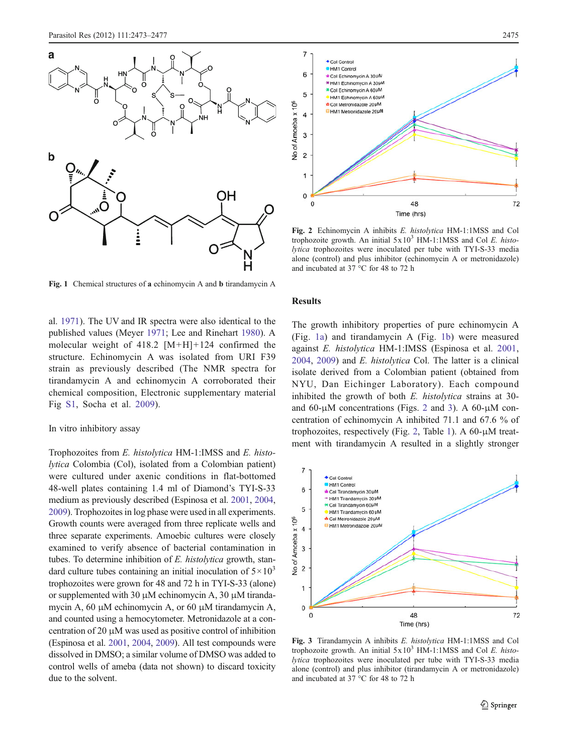Fig. 1 Chemical structures of **a** echinomycin A and **b** tirandamycin A

al. 1971). The UV and IR spectra were also identical to the published values (Meyer 1971; Lee and Rinehart 1980). A molecular weight of 418.2 [M+H]+124 confirmed the structure. Echinomycin A was isolated from URI F39 strain as previously described (The NMR spectra for tirandamycin A and echinomycin A corroborated their chemical composition, Electronic supplementary material Fig S1, Socha et al. 2009).

In vitro inhibitory assay

Trophozoites from *E. histolytica* HM-1:IMSS and *E. histolytica* Colombia (Col), isolated from a Colombian patient) were cultured under axenic conditions in flat-bottomed 48-well plates containing 1.4 ml of Diamond's TYI-S-33 medium as previously described (Espinosa et al. 2001, 2004, 2009). Trophozoites in log phase were used in all experiments. Growth counts were averaged from three replicate wells and three separate experiments. Amoebic cultures were closely examined to verify absence of bacterial contamination in tubes. To determine inhibition of *E. histolytica* growth, standard culture tubes containing an initial inoculation of $5\times10^3$ trophozoites were grown for 48 and 72 h in TYI-S-33 (alone) or supplemented with 30 μM echinomycin A, 30 μM tirandamycin A, 60 μM echinomycin A, or 60 μM tirandamycin A, and counted using a hemocytometer. Metronidazole at a concentration of 20 μM was used as positive control of inhibition (Espinosa et al. 2001, 2004, 2009). All test compounds were dissolved in DMSO; a similar volume of DMSO was added to control wells of ameba (data not shown) to discard toxicity due to the solvent.

**Fig. 2** Echinomycin A inhibits *E. histolytica* HM-1:1MSS and Col trophozoite growth. An initial $5\times10^3$ HM-1:1MSS and Col *E. histolytica* trophozoites were inoculated per tube with TYI-S-33 media alone (control) and plus inhibitor (echinomycin A or metronidazole) and incubated at 37 °C for 48 to 72 h

## Results

The growth inhibitory properties of pure echinomycin A (Fig. 1a) and tirandamycin A (Fig. 1b) were measured against *E. histolytica* HM-1:IMSS (Espinosa et al. 2001, 2004, 2009) and *E. histolytica* Col. The latter is a clinical isolate derived from a Colombian patient (obtained from NYU, Dan Eichinger Laboratory). Each compound inhibited the growth of both *E. histolytica* strains at 30- and 60-μM concentrations (Figs. 2 and 3). A 60-μM concentration of echinomycin A inhibited 71.1 and 67.6 % of trophozoites, respectively (Fig. 2, Table 1). A 60-μM treatment with tirandamycin A resulted in a slightly stronger

**Fig. 3** Tirandamycin A inhibits *E. histolytica* HM-1:1MSS and Col trophozoite growth. An initial $5\times10^3$ HM-1:1MSS and Col *E. histolytica* trophozoites were inoculated per tube with TYI-S-33 media alone (control) and plus inhibitor (tirandamycin A or metronidazole) and incubated at 37 °C for 48 to 72 h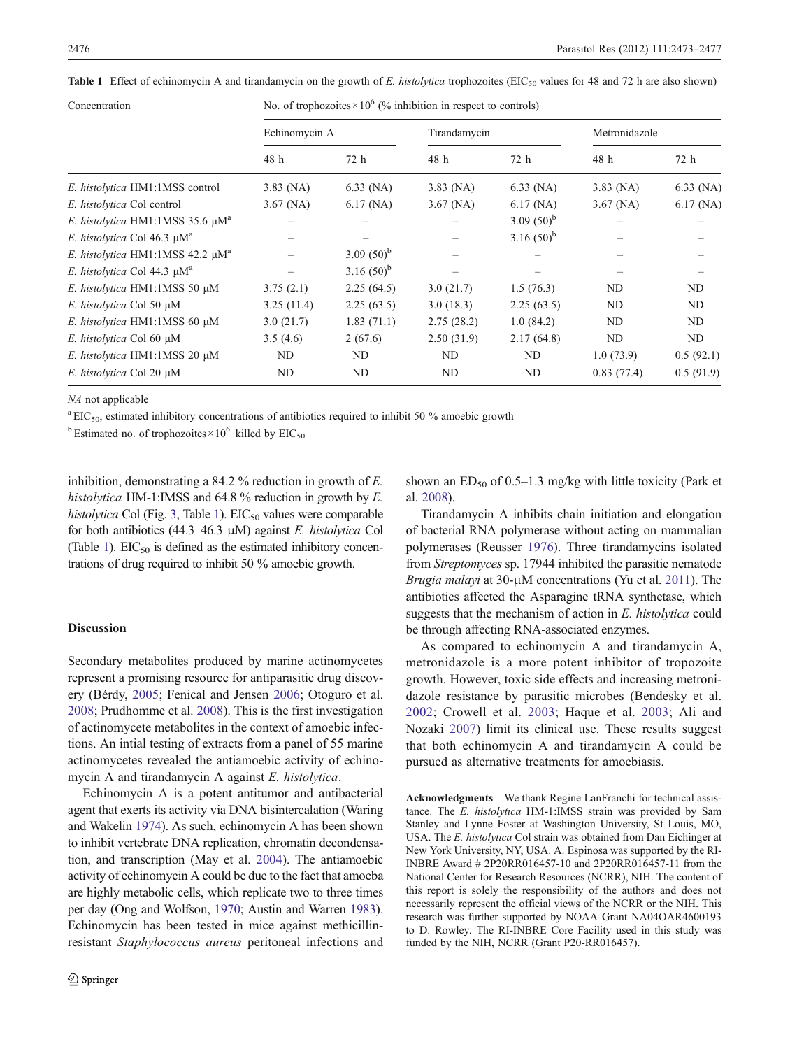**Table 1** Effect of echinomycin A and tirandamycin on the growth of *E. histolytica* trophozoites ($EIC_{50}$ values for 48 and 72 h are also shown)

| Concentration | No. of trophozoites × $10^6$ (% inhibition in respect to controls) | | | | | |
|---|---|---|---|---|---|---|
| | Echinomycin A | | Tirandamycin | | Metronidazole | |
| | 48 h | 72 h | 48 h | 72 h | 48 h | 72 h |
| *E. histolytica* HM1:1MSS control | 3.83 (NA) | 6.33 (NA) | 3.83 (NA) | 6.33 (NA) | 3.83 (NA) | 6.33 (NA) |
| *E. histolytica* Col control | 3.67 (NA) | 6.17 (NA) | 3.67 (NA) | 6.17 (NA) | 3.67 (NA) | 6.17 (NA) |
| *E. histolytica* HM1:1MSS 35.6 μM[a] | – | – | – | 3.09 (50)[b] | – | – |
| *E. histolytica* Col 46.3 μM[a] | – | – | – | 3.16 (50)[b] | – | – |
| *E. histolytica* HM1:1MSS 42.2 μM[a] | – | 3.09 (50)[b] | – | – | – | – |
| *E. histolytica* Col 44.3 μM[a] | – | 3.16 (50)[b] | – | – | – | – |
| *E. histolytica* HM1:1MSS 50 μM | 3.75 (2.1) | 2.25 (64.5) | 3.0 (21.7) | 1.5 (76.3) | ND | ND |
| *E. histolytica* Col 50 μM | 3.25 (11.4) | 2.25 (63.5) | 3.0 (18.3) | 2.25 (63.5) | ND | ND |
| *E. histolytica* HM1:1MSS 60 μM | 3.0 (21.7) | 1.83 (71.1) | 2.75 (28.2) | 1.0 (84.2) | ND | ND |
| *E. histolytica* Col 60 μM | 3.5 (4.6) | 2 (67.6) | 2.50 (31.9) | 2.17 (64.8) | ND | ND |
| *E. histolytica* HM1:1MSS 20 μM | ND | ND | ND | ND | 1.0 (73.9) | 0.5 (92.1) |
| *E. histolytica* Col 20 μM | ND | ND | ND | ND | 0.83 (77.4) | 0.5 (91.9) |

*NA* not applicable

[a] $EIC_{50}$, estimated inhibitory concentrations of antibiotics required to inhibit 50 % amoebic growth

[b] Estimated no. of trophozoites × $10^6$ killed by $EIC_{50}$

inhibition, demonstrating a 84.2 % reduction in growth of *E. histolytica* HM-1:IMSS and 64.8 % reduction in growth by *E. histolytica* Col (Fig. 3, Table 1). $EIC_{50}$ values were comparable for both antibiotics (44.3–46.3 μM) against *E. histolytica* Col (Table 1). $EIC_{50}$ is defined as the estimated inhibitory concentrations of drug required to inhibit 50 % amoebic growth.

## Discussion

Secondary metabolites produced by marine actinomycetes represent a promising resource for antiparasitic drug discovery (Bérdy, 2005; Fenical and Jensen 2006; Otoguro et al. 2008; Prudhomme et al. 2008). This is the first investigation of actinomycete metabolites in the context of amoebic infections. An intial testing of extracts from a panel of 55 marine actinomycetes revealed the antiamoebic activity of echinomycin A and tirandamycin A against *E. histolytica*.

Echinomycin A is a potent antitumor and antibacterial agent that exerts its activity via DNA bisintercalation (Waring and Wakelin 1974). As such, echinomycin A has been shown to inhibit vertebrate DNA replication, chromatin decondensation, and transcription (May et al. 2004). The antiamoebic activity of echinomycin A could be due to the fact that amoeba are highly metabolic cells, which replicate two to three times per day (Ong and Wolfson, 1970; Austin and Warren 1983). Echinomycin has been tested in mice against methicillin-resistant *Staphylococcus aureus* peritoneal infections and shown an $ED_{50}$ of 0.5–1.3 mg/kg with little toxicity (Park et al. 2008).

Tirandamycin A inhibits chain initiation and elongation of bacterial RNA polymerase without acting on mammalian polymerases (Reusser 1976). Three tirandamycins isolated from *Streptomyces* sp. 17944 inhibited the parasitic nematode *Brugia malayi* at 30-μM concentrations (Yu et al. 2011). The antibiotics affected the Asparagine tRNA synthetase, which suggests that the mechanism of action in *E. histolytica* could be through affecting RNA-associated enzymes.

As compared to echinomycin A and tirandamycin A, metronidazole is a more potent inhibitor of tropozoite growth. However, toxic side effects and increasing metronidazole resistance by parasitic microbes (Bendesky et al. 2002; Crowell et al. 2003; Haque et al. 2003; Ali and Nozaki 2007) limit its clinical use. These results suggest that both echinomycin A and tirandamycin A could be pursued as alternative treatments for amoebiasis.

**Acknowledgments** We thank Regine LanFranchi for technical assistance. The *E. histolytica* HM-1:IMSS strain was provided by Sam Stanley and Lynne Foster at Washington University, St Louis, MO, USA. The *E. histolytica* Col strain was obtained from Dan Eichinger at New York University, NY, USA. A. Espinosa was supported by the RI-INBRE Award # 2P20RR016457-10 and 2P20RR016457-11 from the National Center for Research Resources (NCRR), NIH. The content of this report is solely the responsibility of the authors and does not necessarily represent the official views of the NCRR or the NIH. This research was further supported by NOAA Grant NA04OAR4600193 to D. Rowley. The RI-INBRE Core Facility used in this study was funded by the NIH, NCRR (Grant P20-RR016457).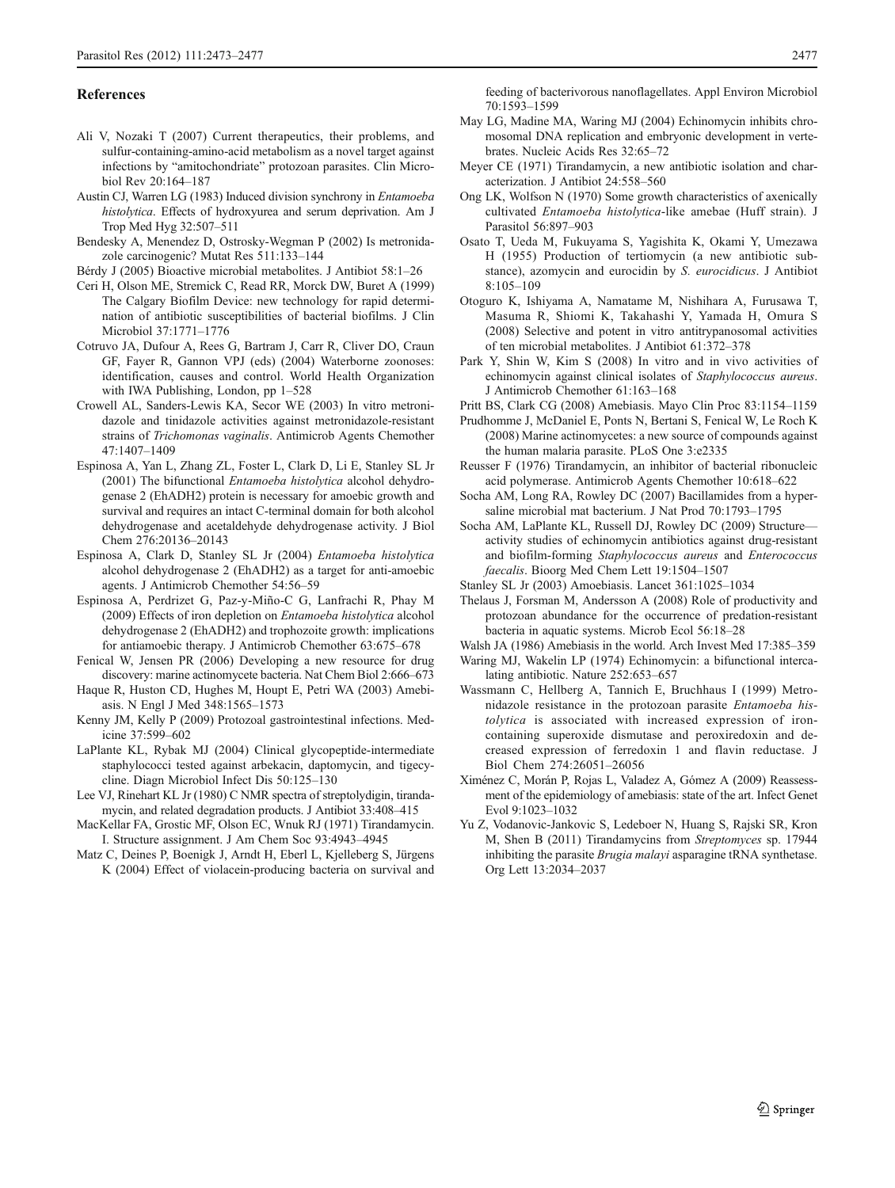## References

Ali V, Nozaki T (2007) Current therapeutics, their problems, and sulfur-containing-amino-acid metabolism as a novel target against infections by "amitochondriate" protozoan parasites. Clin Microbiol Rev 20:164–187

Austin CJ, Warren LG (1983) Induced division synchrony in *Entamoeba histolytica*. Effects of hydroxyurea and serum deprivation. Am J Trop Med Hyg 32:507–511

Bendesky A, Menendez D, Ostrosky-Wegman P (2002) Is metronidazole carcinogenic? Mutat Res 511:133–144

Bérdy J (2005) Bioactive microbial metabolites. J Antibiot 58:1–26

Ceri H, Olson ME, Stremick C, Read RR, Morck DW, Buret A (1999) The Calgary Biofilm Device: new technology for rapid determination of antibiotic susceptibilities of bacterial biofilms. J Clin Microbiol 37:1771–1776

Cotruvo JA, Dufour A, Rees G, Bartram J, Carr R, Cliver DO, Craun GF, Fayer R, Gannon VPJ (eds) (2004) Waterborne zoonoses: identification, causes and control. World Health Organization with IWA Publishing, London, pp 1–528

Crowell AL, Sanders-Lewis KA, Secor WE (2003) In vitro metronidazole and tinidazole activities against metronidazole-resistant strains of *Trichomonas vaginalis*. Antimicrob Agents Chemother 47:1407–1409

Espinosa A, Yan L, Zhang ZL, Foster L, Clark D, Li E, Stanley SL Jr (2001) The bifunctional *Entamoeba histolytica* alcohol dehydrogenase 2 (EhADH2) protein is necessary for amoebic growth and survival and requires an intact C-terminal domain for both alcohol dehydrogenase and acetaldehyde dehydrogenase activity. J Biol Chem 276:20136–20143

Espinosa A, Clark D, Stanley SL Jr (2004) *Entamoeba histolytica* alcohol dehydrogenase 2 (EhADH2) as a target for anti-amoebic agents. J Antimicrob Chemother 54:56–59

Espinosa A, Perdrizet G, Paz-y-Miño-C G, Lanfrachi R, Phay M (2009) Effects of iron depletion on *Entamoeba histolytica* alcohol dehydrogenase 2 (EhADH2) and trophozoite growth: implications for antiamoebic therapy. J Antimicrob Chemother 63:675–678

Fenical W, Jensen PR (2006) Developing a new resource for drug discovery: marine actinomycete bacteria. Nat Chem Biol 2:666–673

Haque R, Huston CD, Hughes M, Houpt E, Petri WA (2003) Amebiasis. N Engl J Med 348:1565–1573

Kenny JM, Kelly P (2009) Protozoal gastrointestinal infections. Medicine 37:599–602

LaPlante KL, Rybak MJ (2004) Clinical glycopeptide-intermediate staphylococci tested against arbekacin, daptomycin, and tigecycline. Diagn Microbiol Infect Dis 50:125–130

Lee VJ, Rinehart KL Jr (1980) C NMR spectra of streptolydigin, tirandamycin, and related degradation products. J Antibiot 33:408–415

MacKellar FA, Grostic MF, Olson EC, Wnuk RJ (1971) Tirandamycin. I. Structure assignment. J Am Chem Soc 93:4943–4945

Matz C, Deines P, Boenigk J, Arndt H, Eberl L, Kjelleberg S, Jürgens K (2004) Effect of violacein-producing bacteria on survival and feeding of bacterivorous nanoflagellates. Appl Environ Microbiol 70:1593–1599

May LG, Madine MA, Waring MJ (2004) Echinomycin inhibits chromosomal DNA replication and embryonic development in vertebrates. Nucleic Acids Res 32:65–72

Meyer CE (1971) Tirandamycin, a new antibiotic isolation and characterization. J Antibiot 24:558–560

Ong LK, Wolfson N (1970) Some growth characteristics of axenically cultivated *Entamoeba histolytica*-like amebae (Huff strain). J Parasitol 56:897–903

Osato T, Ueda M, Fukuyama S, Yagishita K, Okami Y, Umezawa H (1955) Production of tertiomycin (a new antibiotic substance), azomycin and eurocidin by *S. eurocidicus*. J Antibiot 8:105–109

Otoguro K, Ishiyama A, Namatame M, Nishihara A, Furusawa T, Masuma R, Shiomi K, Takahashi Y, Yamada H, Omura S (2008) Selective and potent in vitro antitrypanosomal activities of ten microbial metabolites. J Antibiot 61:372–378

Park Y, Shin W, Kim S (2008) In vitro and in vivo activities of echinomycin against clinical isolates of *Staphylococcus aureus*. J Antimicrob Chemother 61:163–168

Pritt BS, Clark CG (2008) Amebiasis. Mayo Clin Proc 83:1154–1159

Prudhomme J, McDaniel E, Ponts N, Bertani S, Fenical W, Le Roch K (2008) Marine actinomycetes: a new source of compounds against the human malaria parasite. PLoS One 3:e2335

Reusser F (1976) Tirandamycin, an inhibitor of bacterial ribonucleic acid polymerase. Antimicrob Agents Chemother 10:618–622

Socha AM, Long RA, Rowley DC (2007) Bacillamides from a hypersaline microbial mat bacterium. J Nat Prod 70:1793–1795

Socha AM, LaPlante KL, Russell DJ, Rowley DC (2009) Structure—activity studies of echinomycin antibiotics against drug-resistant and biofilm-forming *Staphylococcus aureus* and *Enterococcus faecalis*. Bioorg Med Chem Lett 19:1504–1507

Stanley SL Jr (2003) Amoebiasis. Lancet 361:1025–1034

Thelaus J, Forsman M, Andersson A (2008) Role of productivity and protozoan abundance for the occurrence of predation-resistant bacteria in aquatic systems. Microb Ecol 56:18–28

Walsh JA (1986) Amebiasis in the world. Arch Invest Med 17:385–359

Waring MJ, Wakelin LP (1974) Echinomycin: a bifunctional intercalating antibiotic. Nature 252:653–657

Wassmann C, Hellberg A, Tannich E, Bruchhaus I (1999) Metronidazole resistance in the protozoan parasite *Entamoeba histolytica* is associated with increased expression of iron-containing superoxide dismutase and peroxiredoxin and decreased expression of ferredoxin 1 and flavin reductase. J Biol Chem 274:26051–26056

Ximénez C, Morán P, Rojas L, Valadez A, Gómez A (2009) Reassessment of the epidemiology of amebiasis: state of the art. Infect Genet Evol 9:1023–1032

Yu Z, Vodanovic-Jankovic S, Ledeboer N, Huang S, Rajski SR, Kron M, Shen B (2011) Tirandamycins from *Streptomyces* sp. 17944 inhibiting the parasite *Brugia malayi* asparagine tRNA synthetase. Org Lett 13:2034–2037